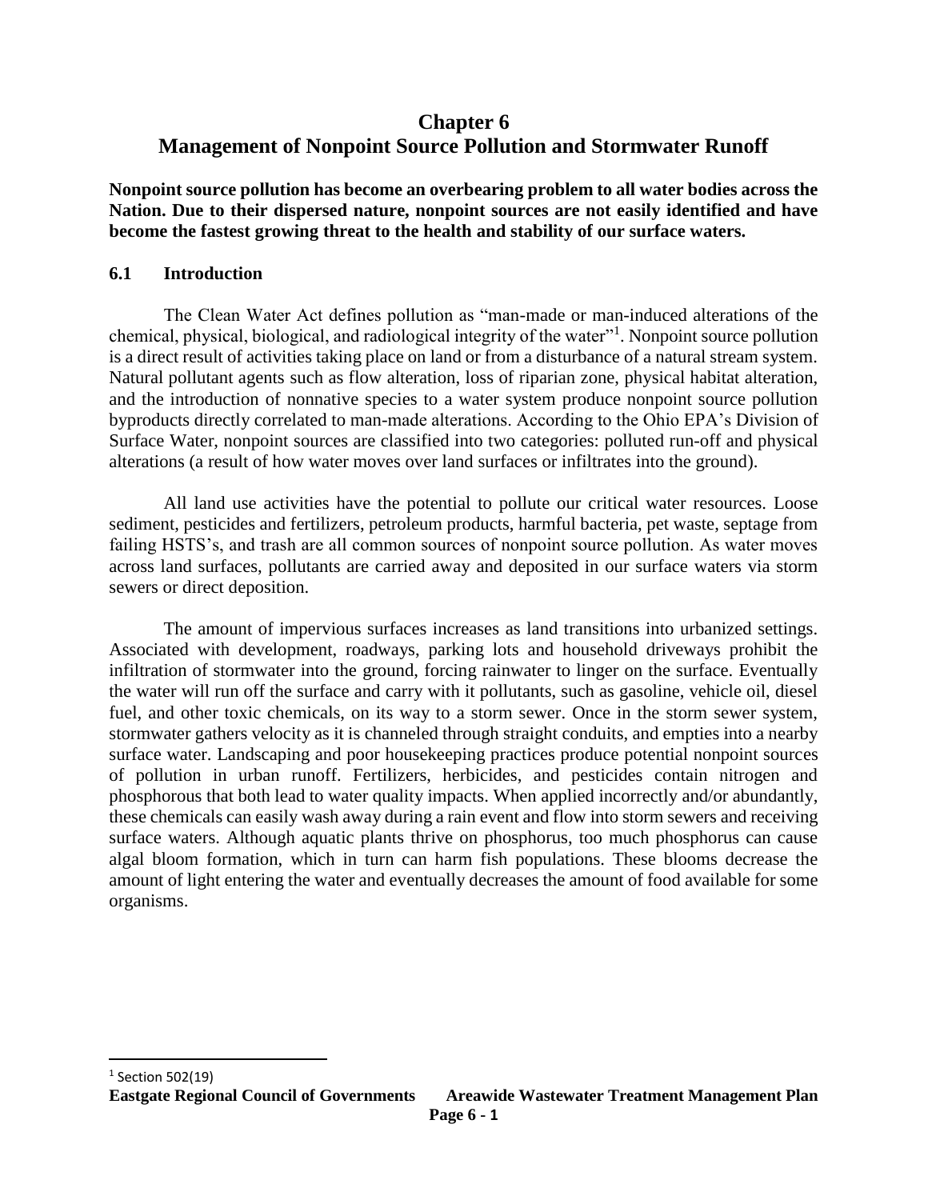# Chapter 6
# Management of Nonpoint Source Pollution and Stormwater Runoff

**Nonpoint source pollution has become an overbearing problem to all water bodies across the Nation. Due to their dispersed nature, nonpoint sources are not easily identified and have become the fastest growing threat to the health and stability of our surface waters.**

## 6.1 Introduction

The Clean Water Act defines pollution as "man-made or man-induced alterations of the chemical, physical, biological, and radiological integrity of the water"[1]. Nonpoint source pollution is a direct result of activities taking place on land or from a disturbance of a natural stream system. Natural pollutant agents such as flow alteration, loss of riparian zone, physical habitat alteration, and the introduction of nonnative species to a water system produce nonpoint source pollution byproducts directly correlated to man-made alterations. According to the Ohio EPA's Division of Surface Water, nonpoint sources are classified into two categories: polluted run-off and physical alterations (a result of how water moves over land surfaces or infiltrates into the ground).

All land use activities have the potential to pollute our critical water resources. Loose sediment, pesticides and fertilizers, petroleum products, harmful bacteria, pet waste, septage from failing HSTS's, and trash are all common sources of nonpoint source pollution. As water moves across land surfaces, pollutants are carried away and deposited in our surface waters via storm sewers or direct deposition.

The amount of impervious surfaces increases as land transitions into urbanized settings. Associated with development, roadways, parking lots and household driveways prohibit the infiltration of stormwater into the ground, forcing rainwater to linger on the surface. Eventually the water will run off the surface and carry with it pollutants, such as gasoline, vehicle oil, diesel fuel, and other toxic chemicals, on its way to a storm sewer. Once in the storm sewer system, stormwater gathers velocity as it is channeled through straight conduits, and empties into a nearby surface water. Landscaping and poor housekeeping practices produce potential nonpoint sources of pollution in urban runoff. Fertilizers, herbicides, and pesticides contain nitrogen and phosphorous that both lead to water quality impacts. When applied incorrectly and/or abundantly, these chemicals can easily wash away during a rain event and flow into storm sewers and receiving surface waters. Although aquatic plants thrive on phosphorus, too much phosphorus can cause algal bloom formation, which in turn can harm fish populations. These blooms decrease the amount of light entering the water and eventually decreases the amount of food available for some organisms.

---

[1] Section 502(19)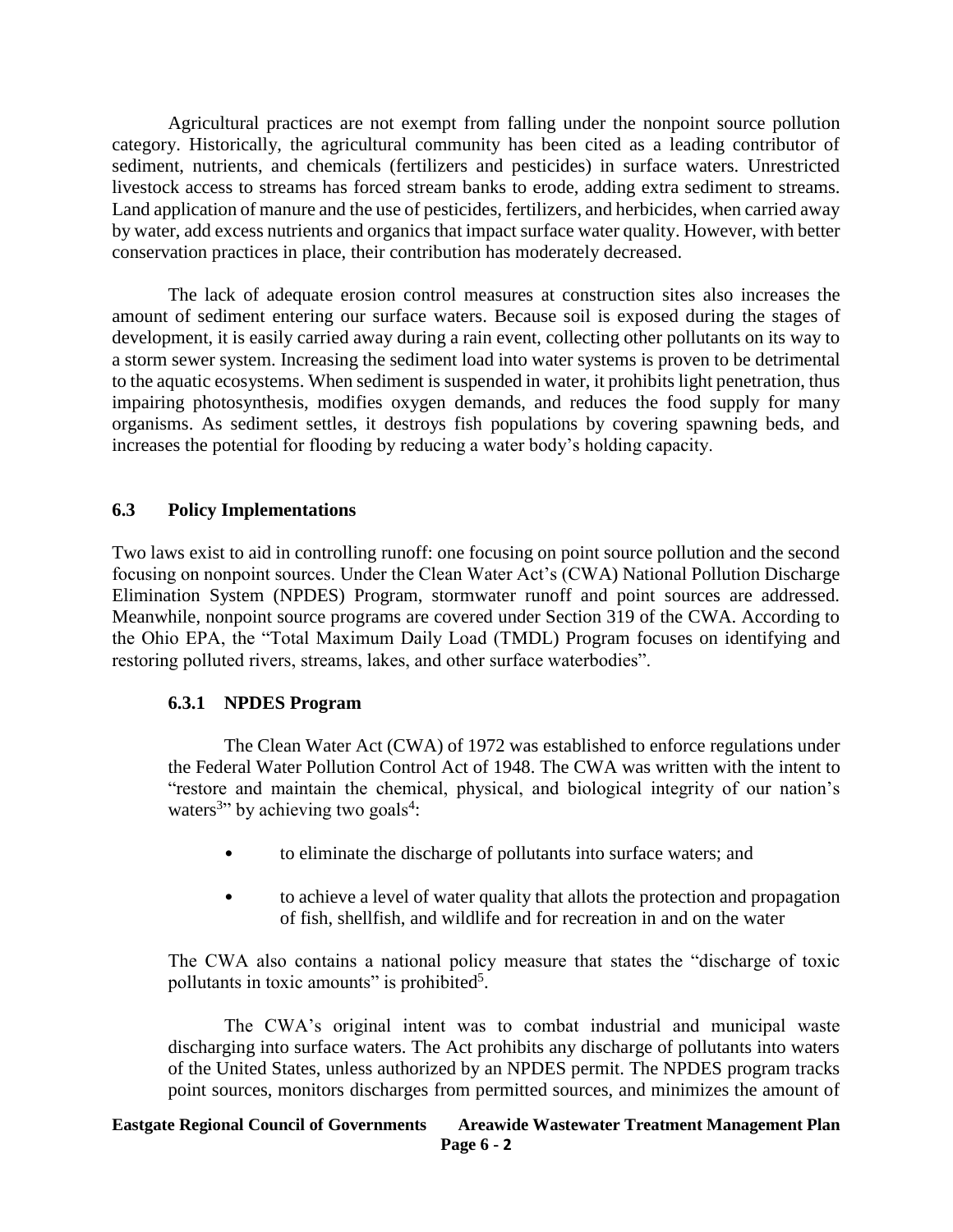Agricultural practices are not exempt from falling under the nonpoint source pollution category. Historically, the agricultural community has been cited as a leading contributor of sediment, nutrients, and chemicals (fertilizers and pesticides) in surface waters. Unrestricted livestock access to streams has forced stream banks to erode, adding extra sediment to streams. Land application of manure and the use of pesticides, fertilizers, and herbicides, when carried away by water, add excess nutrients and organics that impact surface water quality. However, with better conservation practices in place, their contribution has moderately decreased.

The lack of adequate erosion control measures at construction sites also increases the amount of sediment entering our surface waters. Because soil is exposed during the stages of development, it is easily carried away during a rain event, collecting other pollutants on its way to a storm sewer system. Increasing the sediment load into water systems is proven to be detrimental to the aquatic ecosystems. When sediment is suspended in water, it prohibits light penetration, thus impairing photosynthesis, modifies oxygen demands, and reduces the food supply for many organisms. As sediment settles, it destroys fish populations by covering spawning beds, and increases the potential for flooding by reducing a water body's holding capacity.

## 6.3 Policy Implementations

Two laws exist to aid in controlling runoff: one focusing on point source pollution and the second focusing on nonpoint sources. Under the Clean Water Act's (CWA) National Pollution Discharge Elimination System (NPDES) Program, stormwater runoff and point sources are addressed. Meanwhile, nonpoint source programs are covered under Section 319 of the CWA. According to the Ohio EPA, the "Total Maximum Daily Load (TMDL) Program focuses on identifying and restoring polluted rivers, streams, lakes, and other surface waterbodies".

### 6.3.1 NPDES Program

The Clean Water Act (CWA) of 1972 was established to enforce regulations under the Federal Water Pollution Control Act of 1948. The CWA was written with the intent to "restore and maintain the chemical, physical, and biological integrity of our nation's waters[3]" by achieving two goals[4]:

- to eliminate the discharge of pollutants into surface waters; and
- to achieve a level of water quality that allots the protection and propagation of fish, shellfish, and wildlife and for recreation in and on the water

The CWA also contains a national policy measure that states the "discharge of toxic pollutants in toxic amounts" is prohibited[5].

The CWA's original intent was to combat industrial and municipal waste discharging into surface waters. The Act prohibits any discharge of pollutants into waters of the United States, unless authorized by an NPDES permit. The NPDES program tracks point sources, monitors discharges from permitted sources, and minimizes the amount of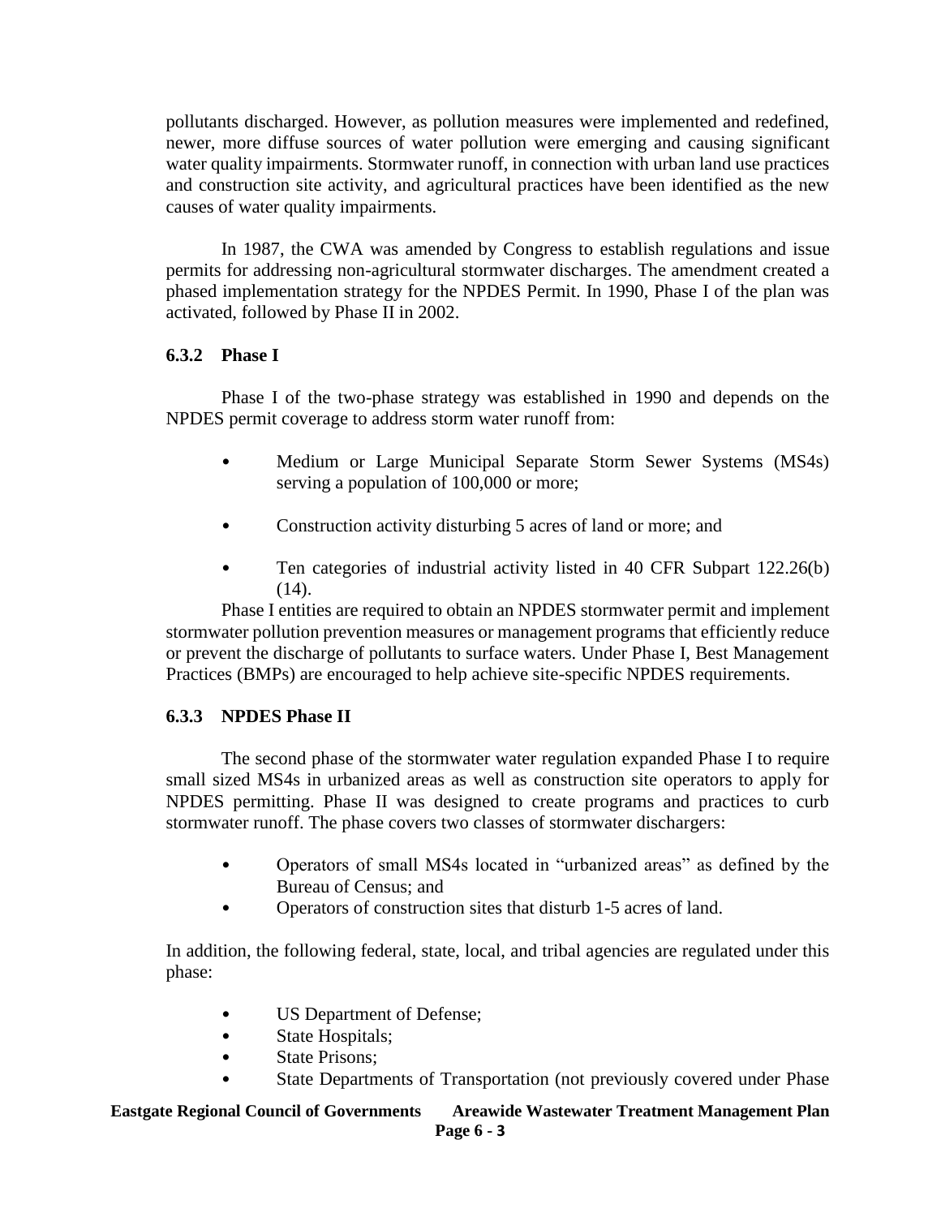pollutants discharged. However, as pollution measures were implemented and redefined, newer, more diffuse sources of water pollution were emerging and causing significant water quality impairments. Stormwater runoff, in connection with urban land use practices and construction site activity, and agricultural practices have been identified as the new causes of water quality impairments.

In 1987, the CWA was amended by Congress to establish regulations and issue permits for addressing non-agricultural stormwater discharges. The amendment created a phased implementation strategy for the NPDES Permit. In 1990, Phase I of the plan was activated, followed by Phase II in 2002.

### 6.3.2 Phase I

Phase I of the two-phase strategy was established in 1990 and depends on the NPDES permit coverage to address storm water runoff from:

- Medium or Large Municipal Separate Storm Sewer Systems (MS4s) serving a population of 100,000 or more;
- Construction activity disturbing 5 acres of land or more; and
- Ten categories of industrial activity listed in 40 CFR Subpart 122.26(b) (14).

Phase I entities are required to obtain an NPDES stormwater permit and implement stormwater pollution prevention measures or management programs that efficiently reduce or prevent the discharge of pollutants to surface waters. Under Phase I, Best Management Practices (BMPs) are encouraged to help achieve site-specific NPDES requirements.

### 6.3.3 NPDES Phase II

The second phase of the stormwater water regulation expanded Phase I to require small sized MS4s in urbanized areas as well as construction site operators to apply for NPDES permitting. Phase II was designed to create programs and practices to curb stormwater runoff. The phase covers two classes of stormwater dischargers:

- Operators of small MS4s located in "urbanized areas" as defined by the Bureau of Census; and
- Operators of construction sites that disturb 1-5 acres of land.

In addition, the following federal, state, local, and tribal agencies are regulated under this phase:

- US Department of Defense;
- State Hospitals;
- State Prisons;
- State Departments of Transportation (not previously covered under Phase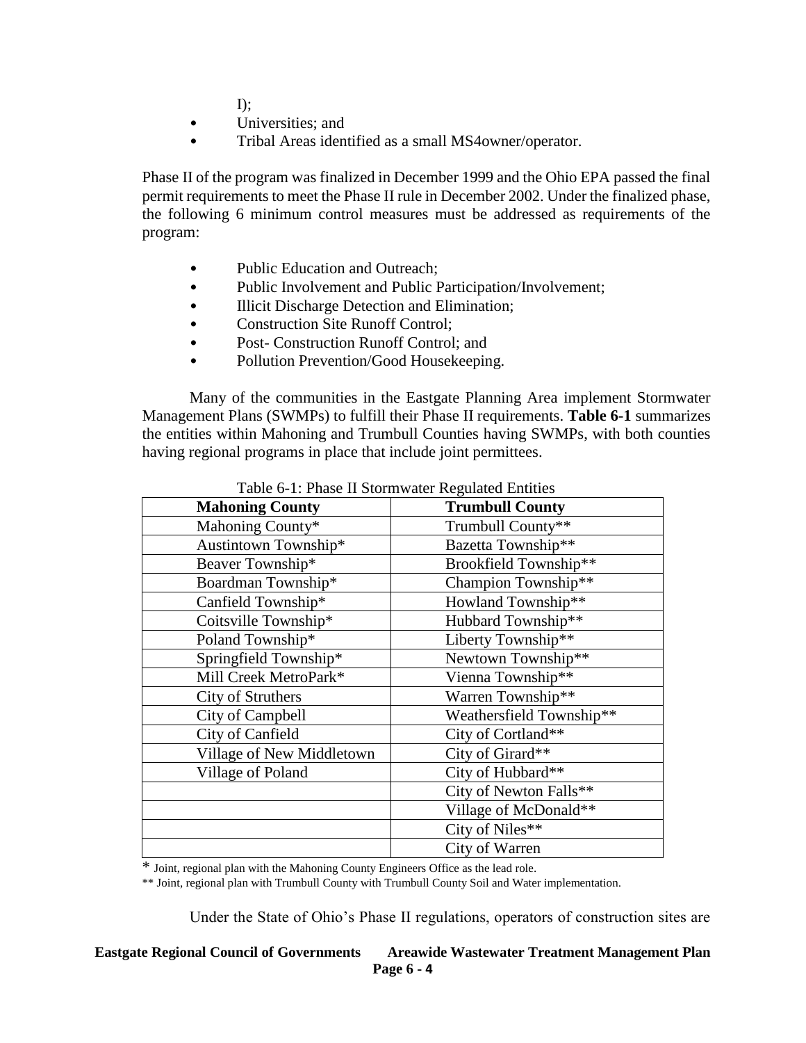I);

- Universities; and
- Tribal Areas identified as a small MS4owner/operator.

Phase II of the program was finalized in December 1999 and the Ohio EPA passed the final permit requirements to meet the Phase II rule in December 2002. Under the finalized phase, the following 6 minimum control measures must be addressed as requirements of the program:

- Public Education and Outreach;
- Public Involvement and Public Participation/Involvement;
- Illicit Discharge Detection and Elimination;
- Construction Site Runoff Control;
- Post- Construction Runoff Control; and
- Pollution Prevention/Good Housekeeping.

Many of the communities in the Eastgate Planning Area implement Stormwater Management Plans (SWMPs) to fulfill their Phase II requirements. **Table 6-1** summarizes the entities within Mahoning and Trumbull Counties having SWMPs, with both counties having regional programs in place that include joint permittees.

Table 6-1: Phase II Stormwater Regulated Entities

| **Mahoning County** | **Trumbull County** |
|---|---|
| Mahoning County* | Trumbull County** |
| Austintown Township* | Bazetta Township** |
| Beaver Township* | Brookfield Township** |
| Boardman Township* | Champion Township** |
| Canfield Township* | Howland Township** |
| Coitsville Township* | Hubbard Township** |
| Poland Township* | Liberty Township** |
| Springfield Township* | Newtown Township** |
| Mill Creek MetroPark* | Vienna Township** |
| City of Struthers | Warren Township** |
| City of Campbell | Weathersfield Township** |
| City of Canfield | City of Cortland** |
| Village of New Middletown | City of Girard** |
| Village of Poland | City of Hubbard** |
| | City of Newton Falls** |
| | Village of McDonald** |
| | City of Niles** |
| | City of Warren |

\* Joint, regional plan with the Mahoning County Engineers Office as the lead role.

** Joint, regional plan with Trumbull County with Trumbull County Soil and Water implementation.

Under the State of Ohio's Phase II regulations, operators of construction sites are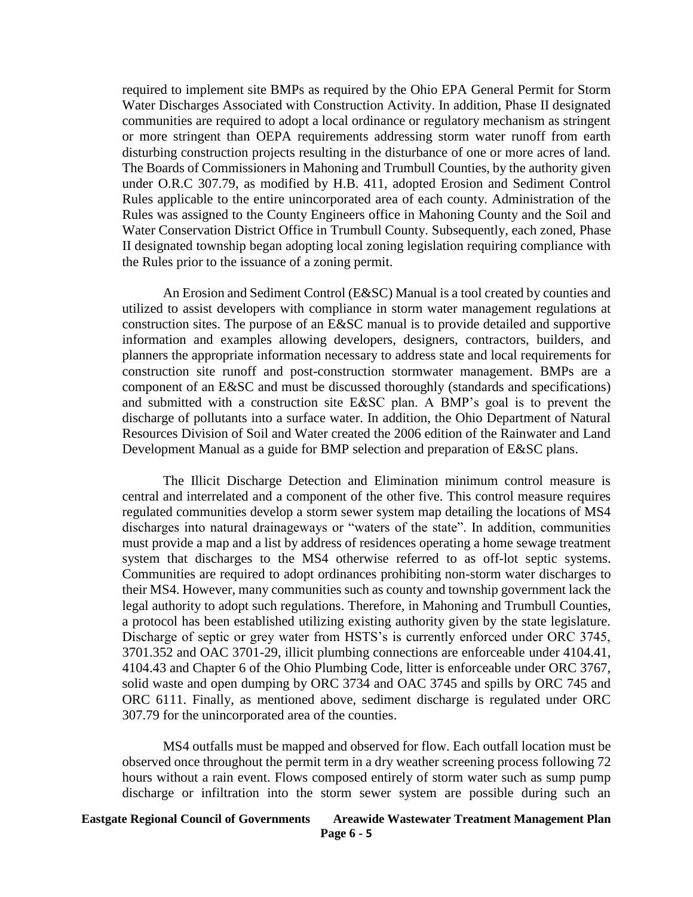required to implement site BMPs as required by the Ohio EPA General Permit for Storm Water Discharges Associated with Construction Activity. In addition, Phase II designated communities are required to adopt a local ordinance or regulatory mechanism as stringent or more stringent than OEPA requirements addressing storm water runoff from earth disturbing construction projects resulting in the disturbance of one or more acres of land. The Boards of Commissioners in Mahoning and Trumbull Counties, by the authority given under O.R.C 307.79, as modified by H.B. 411, adopted Erosion and Sediment Control Rules applicable to the entire unincorporated area of each county. Administration of the Rules was assigned to the County Engineers office in Mahoning County and the Soil and Water Conservation District Office in Trumbull County. Subsequently, each zoned, Phase II designated township began adopting local zoning legislation requiring compliance with the Rules prior to the issuance of a zoning permit.

An Erosion and Sediment Control (E&SC) Manual is a tool created by counties and utilized to assist developers with compliance in storm water management regulations at construction sites. The purpose of an E&SC manual is to provide detailed and supportive information and examples allowing developers, designers, contractors, builders, and planners the appropriate information necessary to address state and local requirements for construction site runoff and post-construction stormwater management. BMPs are a component of an E&SC and must be discussed thoroughly (standards and specifications) and submitted with a construction site E&SC plan. A BMP's goal is to prevent the discharge of pollutants into a surface water. In addition, the Ohio Department of Natural Resources Division of Soil and Water created the 2006 edition of the Rainwater and Land Development Manual as a guide for BMP selection and preparation of E&SC plans.

The Illicit Discharge Detection and Elimination minimum control measure is central and interrelated and a component of the other five. This control measure requires regulated communities develop a storm sewer system map detailing the locations of MS4 discharges into natural drainageways or "waters of the state". In addition, communities must provide a map and a list by address of residences operating a home sewage treatment system that discharges to the MS4 otherwise referred to as off-lot septic systems. Communities are required to adopt ordinances prohibiting non-storm water discharges to their MS4. However, many communities such as county and township government lack the legal authority to adopt such regulations. Therefore, in Mahoning and Trumbull Counties, a protocol has been established utilizing existing authority given by the state legislature. Discharge of septic or grey water from HSTS's is currently enforced under ORC 3745, 3701.352 and OAC 3701-29, illicit plumbing connections are enforceable under 4104.41, 4104.43 and Chapter 6 of the Ohio Plumbing Code, litter is enforceable under ORC 3767, solid waste and open dumping by ORC 3734 and OAC 3745 and spills by ORC 745 and ORC 6111. Finally, as mentioned above, sediment discharge is regulated under ORC 307.79 for the unincorporated area of the counties.

MS4 outfalls must be mapped and observed for flow. Each outfall location must be observed once throughout the permit term in a dry weather screening process following 72 hours without a rain event. Flows composed entirely of storm water such as sump pump discharge or infiltration into the storm sewer system are possible during such an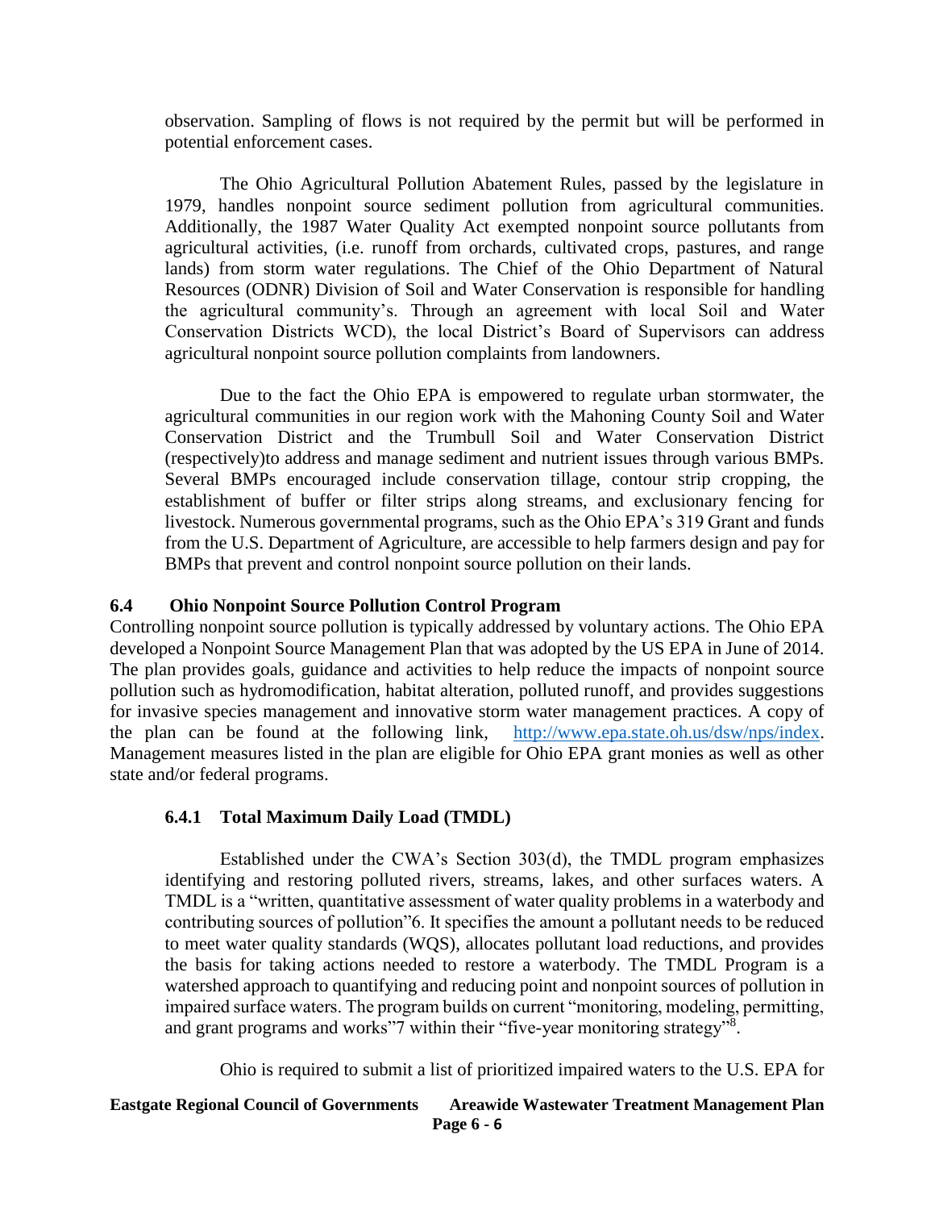observation. Sampling of flows is not required by the permit but will be performed in potential enforcement cases.

The Ohio Agricultural Pollution Abatement Rules, passed by the legislature in 1979, handles nonpoint source sediment pollution from agricultural communities. Additionally, the 1987 Water Quality Act exempted nonpoint source pollutants from agricultural activities, (i.e. runoff from orchards, cultivated crops, pastures, and range lands) from storm water regulations. The Chief of the Ohio Department of Natural Resources (ODNR) Division of Soil and Water Conservation is responsible for handling the agricultural community's. Through an agreement with local Soil and Water Conservation Districts WCD), the local District's Board of Supervisors can address agricultural nonpoint source pollution complaints from landowners.

Due to the fact the Ohio EPA is empowered to regulate urban stormwater, the agricultural communities in our region work with the Mahoning County Soil and Water Conservation District and the Trumbull Soil and Water Conservation District (respectively)to address and manage sediment and nutrient issues through various BMPs. Several BMPs encouraged include conservation tillage, contour strip cropping, the establishment of buffer or filter strips along streams, and exclusionary fencing for livestock. Numerous governmental programs, such as the Ohio EPA's 319 Grant and funds from the U.S. Department of Agriculture, are accessible to help farmers design and pay for BMPs that prevent and control nonpoint source pollution on their lands.

## 6.4 Ohio Nonpoint Source Pollution Control Program

Controlling nonpoint source pollution is typically addressed by voluntary actions. The Ohio EPA developed a Nonpoint Source Management Plan that was adopted by the US EPA in June of 2014. The plan provides goals, guidance and activities to help reduce the impacts of nonpoint source pollution such as hydromodification, habitat alteration, polluted runoff, and provides suggestions for invasive species management and innovative storm water management practices. A copy of the plan can be found at the following link, [http://www.epa.state.oh.us/dsw/nps/index](http://www.epa.state.oh.us/dsw/nps/index). Management measures listed in the plan are eligible for Ohio EPA grant monies as well as other state and/or federal programs.

### 6.4.1 Total Maximum Daily Load (TMDL)

Established under the CWA's Section 303(d), the TMDL program emphasizes identifying and restoring polluted rivers, streams, lakes, and other surfaces waters. A TMDL is a "written, quantitative assessment of water quality problems in a waterbody and contributing sources of pollution"6. It specifies the amount a pollutant needs to be reduced to meet water quality standards (WQS), allocates pollutant load reductions, and provides the basis for taking actions needed to restore a waterbody. The TMDL Program is a watershed approach to quantifying and reducing point and nonpoint sources of pollution in impaired surface waters. The program builds on current "monitoring, modeling, permitting, and grant programs and works"7 within their "five-year monitoring strategy"[8].

Ohio is required to submit a list of prioritized impaired waters to the U.S. EPA for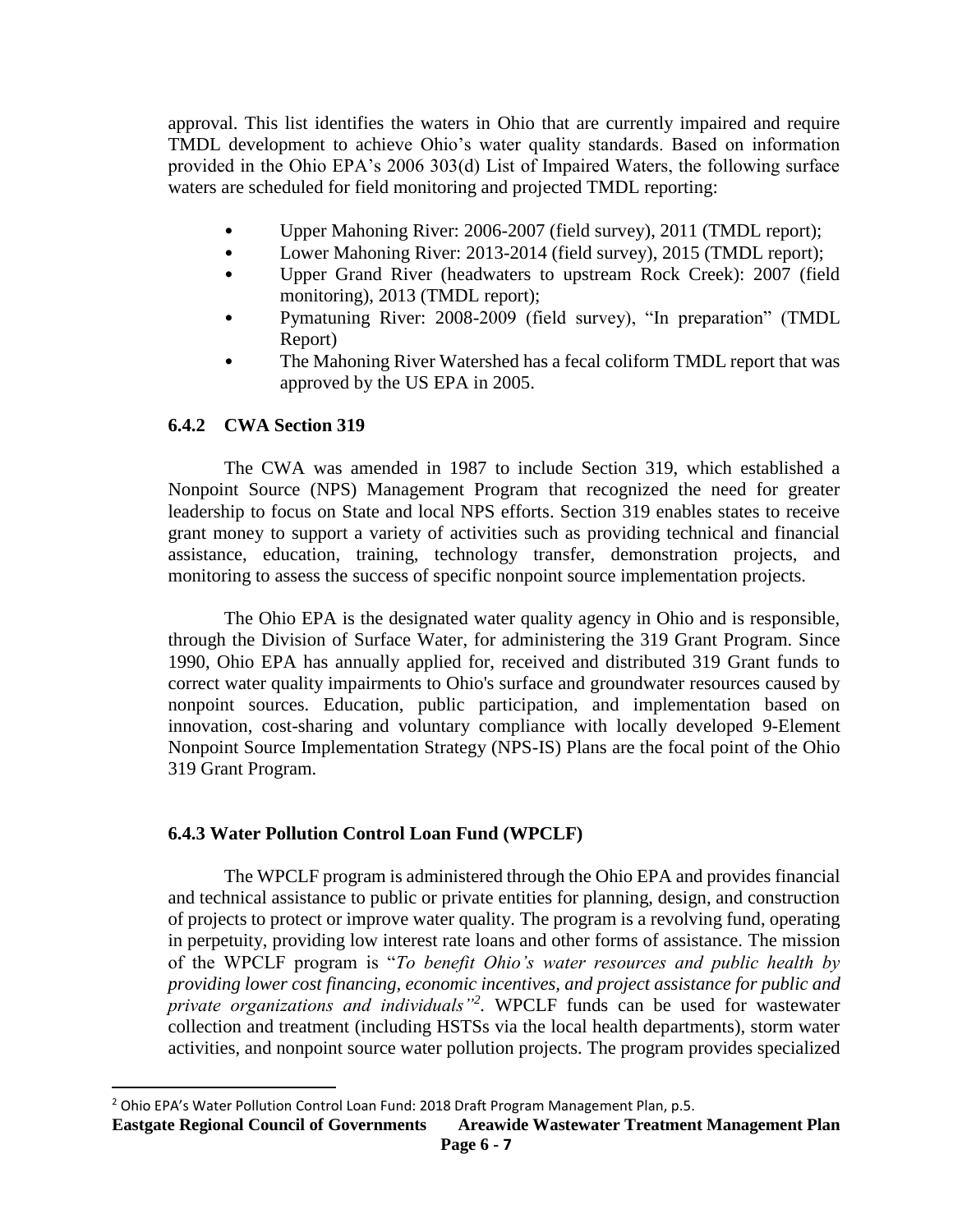approval. This list identifies the waters in Ohio that are currently impaired and require TMDL development to achieve Ohio's water quality standards. Based on information provided in the Ohio EPA's 2006 303(d) List of Impaired Waters, the following surface waters are scheduled for field monitoring and projected TMDL reporting:

- Upper Mahoning River: 2006-2007 (field survey), 2011 (TMDL report);
- Lower Mahoning River: 2013-2014 (field survey), 2015 (TMDL report);
- Upper Grand River (headwaters to upstream Rock Creek): 2007 (field monitoring), 2013 (TMDL report);
- Pymatuning River: 2008-2009 (field survey), "In preparation" (TMDL Report)
- The Mahoning River Watershed has a fecal coliform TMDL report that was approved by the US EPA in 2005.

### 6.4.2 CWA Section 319

The CWA was amended in 1987 to include Section 319, which established a Nonpoint Source (NPS) Management Program that recognized the need for greater leadership to focus on State and local NPS efforts. Section 319 enables states to receive grant money to support a variety of activities such as providing technical and financial assistance, education, training, technology transfer, demonstration projects, and monitoring to assess the success of specific nonpoint source implementation projects.

The Ohio EPA is the designated water quality agency in Ohio and is responsible, through the Division of Surface Water, for administering the 319 Grant Program. Since 1990, Ohio EPA has annually applied for, received and distributed 319 Grant funds to correct water quality impairments to Ohio's surface and groundwater resources caused by nonpoint sources. Education, public participation, and implementation based on innovation, cost-sharing and voluntary compliance with locally developed 9-Element Nonpoint Source Implementation Strategy (NPS-IS) Plans are the focal point of the Ohio 319 Grant Program.

### 6.4.3 Water Pollution Control Loan Fund (WPCLF)

The WPCLF program is administered through the Ohio EPA and provides financial and technical assistance to public or private entities for planning, design, and construction of projects to protect or improve water quality. The program is a revolving fund, operating in perpetuity, providing low interest rate loans and other forms of assistance. The mission of the WPCLF program is "*To benefit Ohio's water resources and public health by providing lower cost financing, economic incentives, and project assistance for public and private organizations and individuals*"[2]. WPCLF funds can be used for wastewater collection and treatment (including HSTSs via the local health departments), storm water activities, and nonpoint source water pollution projects. The program provides specialized

---

[2] Ohio EPA's Water Pollution Control Loan Fund: 2018 Draft Program Management Plan, p.5.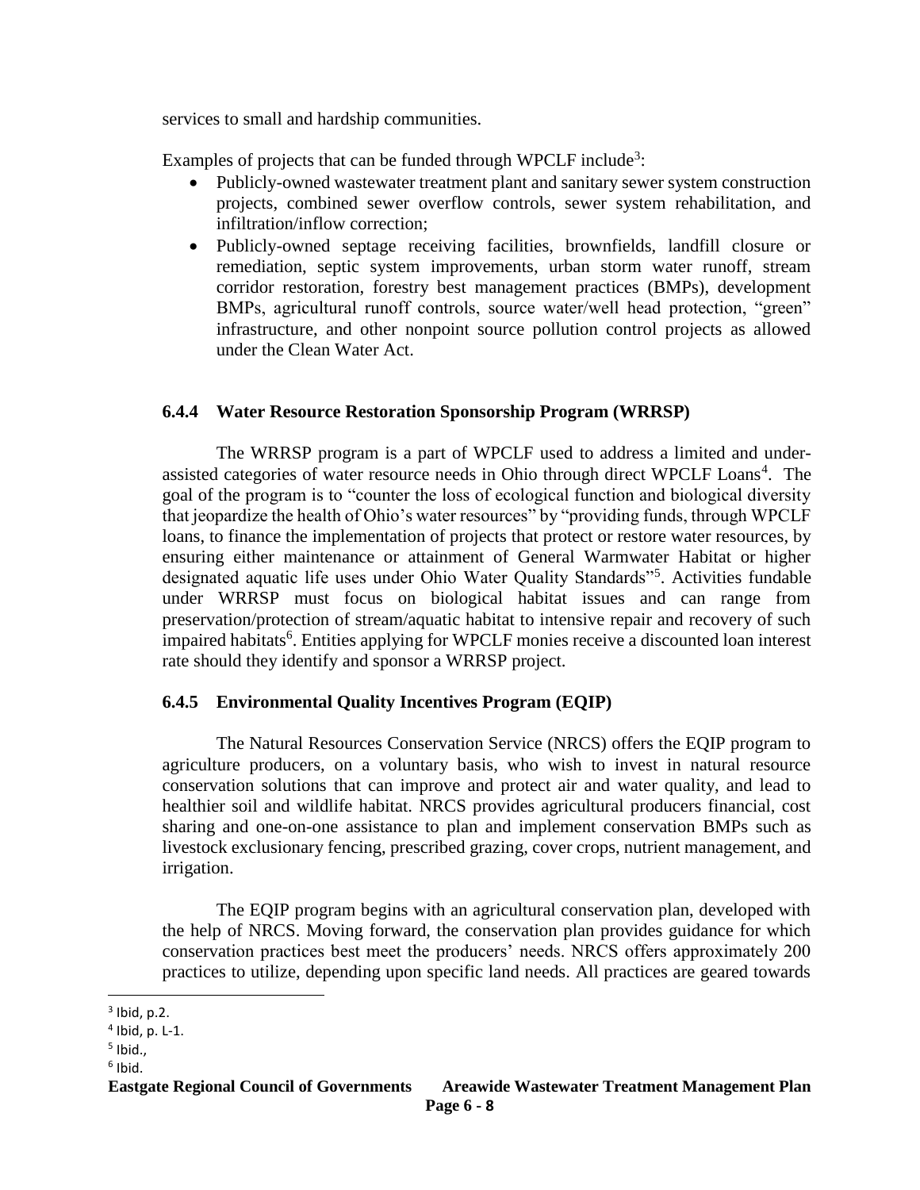services to small and hardship communities.

Examples of projects that can be funded through WPCLF include[3]:

- Publicly-owned wastewater treatment plant and sanitary sewer system construction projects, combined sewer overflow controls, sewer system rehabilitation, and infiltration/inflow correction;
- Publicly-owned septage receiving facilities, brownfields, landfill closure or remediation, septic system improvements, urban storm water runoff, stream corridor restoration, forestry best management practices (BMPs), development BMPs, agricultural runoff controls, source water/well head protection, "green" infrastructure, and other nonpoint source pollution control projects as allowed under the Clean Water Act.

### 6.4.4 Water Resource Restoration Sponsorship Program (WRRSP)

The WRRSP program is a part of WPCLF used to address a limited and under-assisted categories of water resource needs in Ohio through direct WPCLF Loans[4]. The goal of the program is to "counter the loss of ecological function and biological diversity that jeopardize the health of Ohio's water resources" by "providing funds, through WPCLF loans, to finance the implementation of projects that protect or restore water resources, by ensuring either maintenance or attainment of General Warmwater Habitat or higher designated aquatic life uses under Ohio Water Quality Standards"[5]. Activities fundable under WRRSP must focus on biological habitat issues and can range from preservation/protection of stream/aquatic habitat to intensive repair and recovery of such impaired habitats[6]. Entities applying for WPCLF monies receive a discounted loan interest rate should they identify and sponsor a WRRSP project.

### 6.4.5 Environmental Quality Incentives Program (EQIP)

The Natural Resources Conservation Service (NRCS) offers the EQIP program to agriculture producers, on a voluntary basis, who wish to invest in natural resource conservation solutions that can improve and protect air and water quality, and lead to healthier soil and wildlife habitat. NRCS provides agricultural producers financial, cost sharing and one-on-one assistance to plan and implement conservation BMPs such as livestock exclusionary fencing, prescribed grazing, cover crops, nutrient management, and irrigation.

The EQIP program begins with an agricultural conservation plan, developed with the help of NRCS. Moving forward, the conservation plan provides guidance for which conservation practices best meet the producers' needs. NRCS offers approximately 200 practices to utilize, depending upon specific land needs. All practices are geared towards

---

[3] Ibid, p.2.

[4] Ibid, p. L-1.

[5] Ibid.,

[6] Ibid.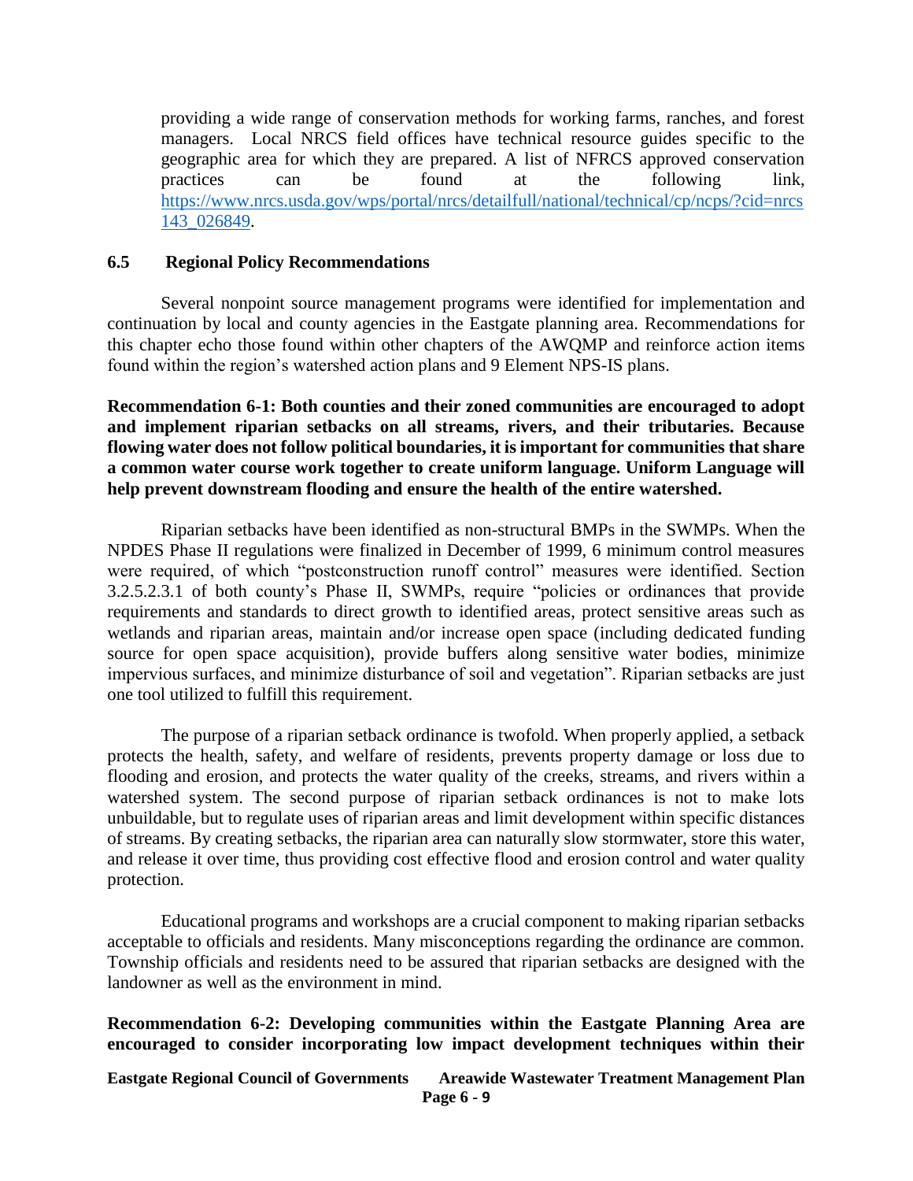providing a wide range of conservation methods for working farms, ranches, and forest managers. Local NRCS field offices have technical resource guides specific to the geographic area for which they are prepared. A list of NFRCS approved conservation practices can be found at the following link, https://www.nrcs.usda.gov/wps/portal/nrcs/detailfull/national/technical/cp/ncps/?cid=nrcs143_026849.

## 6.5 Regional Policy Recommendations

Several nonpoint source management programs were identified for implementation and continuation by local and county agencies in the Eastgate planning area. Recommendations for this chapter echo those found within other chapters of the AWQMP and reinforce action items found within the region's watershed action plans and 9 Element NPS-IS plans.

**Recommendation 6-1: Both counties and their zoned communities are encouraged to adopt and implement riparian setbacks on all streams, rivers, and their tributaries. Because flowing water does not follow political boundaries, it is important for communities that share a common water course work together to create uniform language. Uniform Language will help prevent downstream flooding and ensure the health of the entire watershed.**

Riparian setbacks have been identified as non-structural BMPs in the SWMPs. When the NPDES Phase II regulations were finalized in December of 1999, 6 minimum control measures were required, of which "postconstruction runoff control" measures were identified. Section 3.2.5.2.3.1 of both county's Phase II, SWMPs, require "policies or ordinances that provide requirements and standards to direct growth to identified areas, protect sensitive areas such as wetlands and riparian areas, maintain and/or increase open space (including dedicated funding source for open space acquisition), provide buffers along sensitive water bodies, minimize impervious surfaces, and minimize disturbance of soil and vegetation". Riparian setbacks are just one tool utilized to fulfill this requirement.

The purpose of a riparian setback ordinance is twofold. When properly applied, a setback protects the health, safety, and welfare of residents, prevents property damage or loss due to flooding and erosion, and protects the water quality of the creeks, streams, and rivers within a watershed system. The second purpose of riparian setback ordinances is not to make lots unbuildable, but to regulate uses of riparian areas and limit development within specific distances of streams. By creating setbacks, the riparian area can naturally slow stormwater, store this water, and release it over time, thus providing cost effective flood and erosion control and water quality protection.

Educational programs and workshops are a crucial component to making riparian setbacks acceptable to officials and residents. Many misconceptions regarding the ordinance are common. Township officials and residents need to be assured that riparian setbacks are designed with the landowner as well as the environment in mind.

**Recommendation 6-2: Developing communities within the Eastgate Planning Area are encouraged to consider incorporating low impact development techniques within their**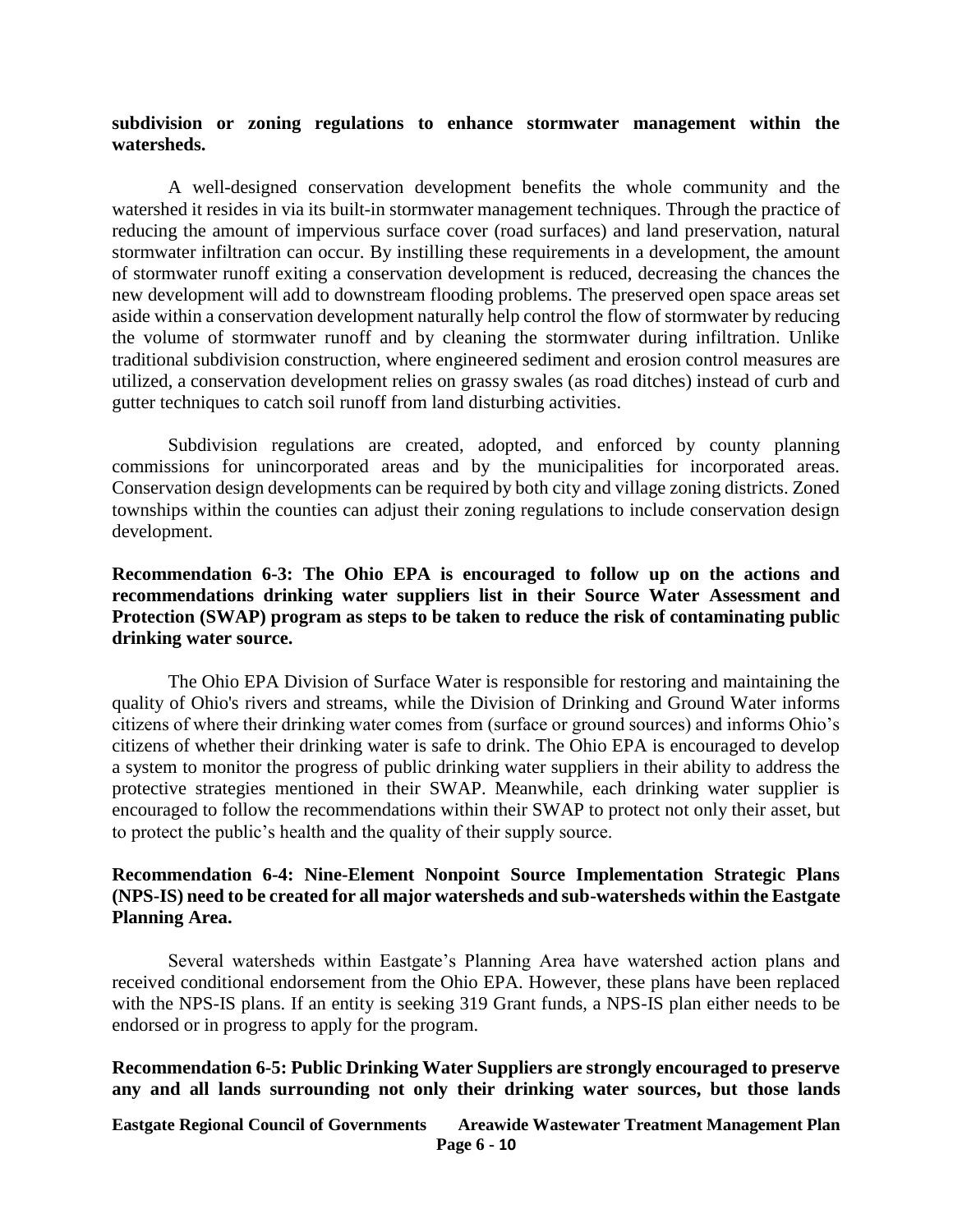**subdivision or zoning regulations to enhance stormwater management within the watersheds.**

A well-designed conservation development benefits the whole community and the watershed it resides in via its built-in stormwater management techniques. Through the practice of reducing the amount of impervious surface cover (road surfaces) and land preservation, natural stormwater infiltration can occur. By instilling these requirements in a development, the amount of stormwater runoff exiting a conservation development is reduced, decreasing the chances the new development will add to downstream flooding problems. The preserved open space areas set aside within a conservation development naturally help control the flow of stormwater by reducing the volume of stormwater runoff and by cleaning the stormwater during infiltration. Unlike traditional subdivision construction, where engineered sediment and erosion control measures are utilized, a conservation development relies on grassy swales (as road ditches) instead of curb and gutter techniques to catch soil runoff from land disturbing activities.

Subdivision regulations are created, adopted, and enforced by county planning commissions for unincorporated areas and by the municipalities for incorporated areas. Conservation design developments can be required by both city and village zoning districts. Zoned townships within the counties can adjust their zoning regulations to include conservation design development.

**Recommendation 6-3: The Ohio EPA is encouraged to follow up on the actions and recommendations drinking water suppliers list in their Source Water Assessment and Protection (SWAP) program as steps to be taken to reduce the risk of contaminating public drinking water source.**

The Ohio EPA Division of Surface Water is responsible for restoring and maintaining the quality of Ohio's rivers and streams, while the Division of Drinking and Ground Water informs citizens of where their drinking water comes from (surface or ground sources) and informs Ohio's citizens of whether their drinking water is safe to drink. The Ohio EPA is encouraged to develop a system to monitor the progress of public drinking water suppliers in their ability to address the protective strategies mentioned in their SWAP. Meanwhile, each drinking water supplier is encouraged to follow the recommendations within their SWAP to protect not only their asset, but to protect the public's health and the quality of their supply source.

**Recommendation 6-4: Nine-Element Nonpoint Source Implementation Strategic Plans (NPS-IS) need to be created for all major watersheds and sub-watersheds within the Eastgate Planning Area.**

Several watersheds within Eastgate's Planning Area have watershed action plans and received conditional endorsement from the Ohio EPA. However, these plans have been replaced with the NPS-IS plans. If an entity is seeking 319 Grant funds, a NPS-IS plan either needs to be endorsed or in progress to apply for the program.

**Recommendation 6-5: Public Drinking Water Suppliers are strongly encouraged to preserve any and all lands surrounding not only their drinking water sources, but those lands**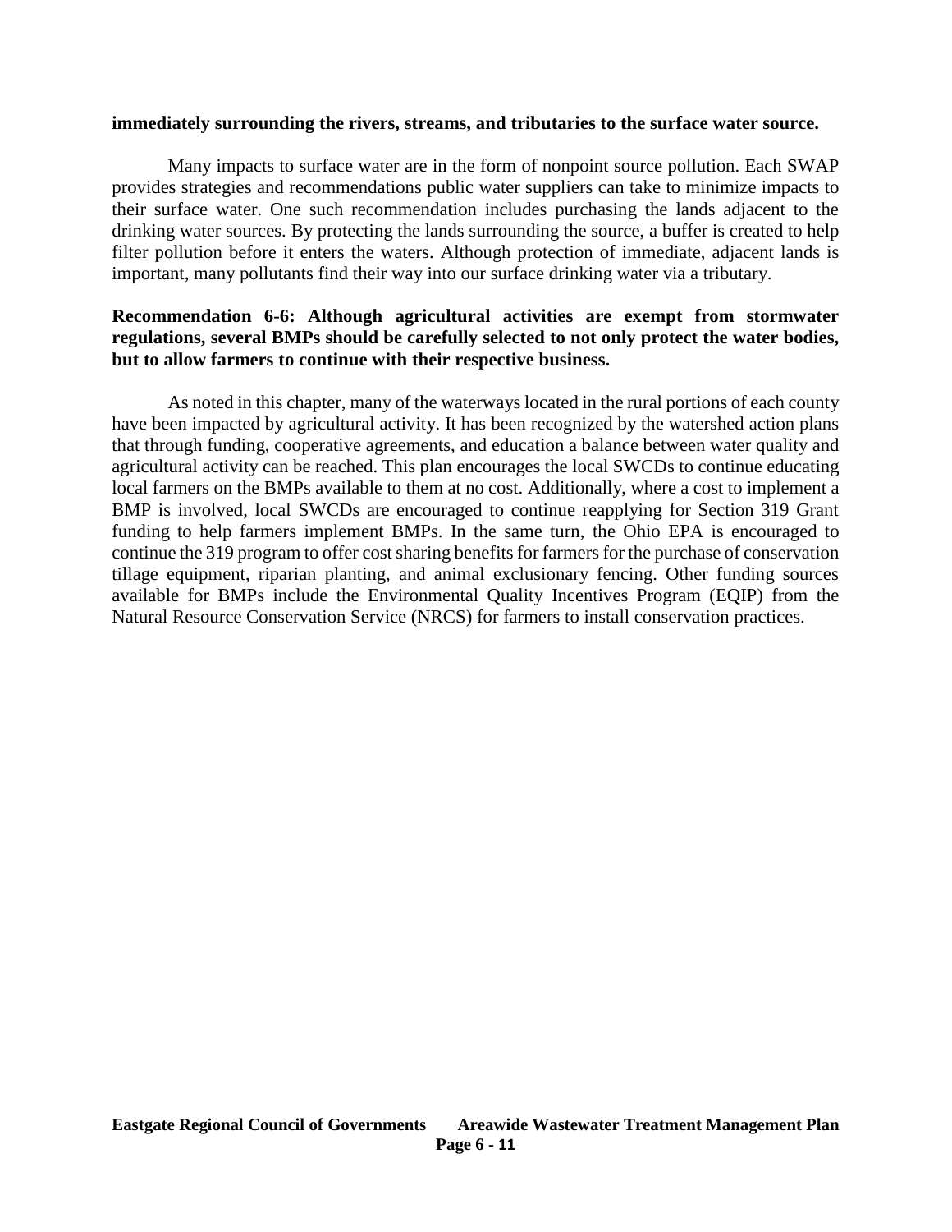**immediately surrounding the rivers, streams, and tributaries to the surface water source.**

Many impacts to surface water are in the form of nonpoint source pollution. Each SWAP provides strategies and recommendations public water suppliers can take to minimize impacts to their surface water. One such recommendation includes purchasing the lands adjacent to the drinking water sources. By protecting the lands surrounding the source, a buffer is created to help filter pollution before it enters the waters. Although protection of immediate, adjacent lands is important, many pollutants find their way into our surface drinking water via a tributary.

**Recommendation 6-6: Although agricultural activities are exempt from stormwater regulations, several BMPs should be carefully selected to not only protect the water bodies, but to allow farmers to continue with their respective business.**

As noted in this chapter, many of the waterways located in the rural portions of each county have been impacted by agricultural activity. It has been recognized by the watershed action plans that through funding, cooperative agreements, and education a balance between water quality and agricultural activity can be reached. This plan encourages the local SWCDs to continue educating local farmers on the BMPs available to them at no cost. Additionally, where a cost to implement a BMP is involved, local SWCDs are encouraged to continue reapplying for Section 319 Grant funding to help farmers implement BMPs. In the same turn, the Ohio EPA is encouraged to continue the 319 program to offer cost sharing benefits for farmers for the purchase of conservation tillage equipment, riparian planting, and animal exclusionary fencing. Other funding sources available for BMPs include the Environmental Quality Incentives Program (EQIP) from the Natural Resource Conservation Service (NRCS) for farmers to install conservation practices.